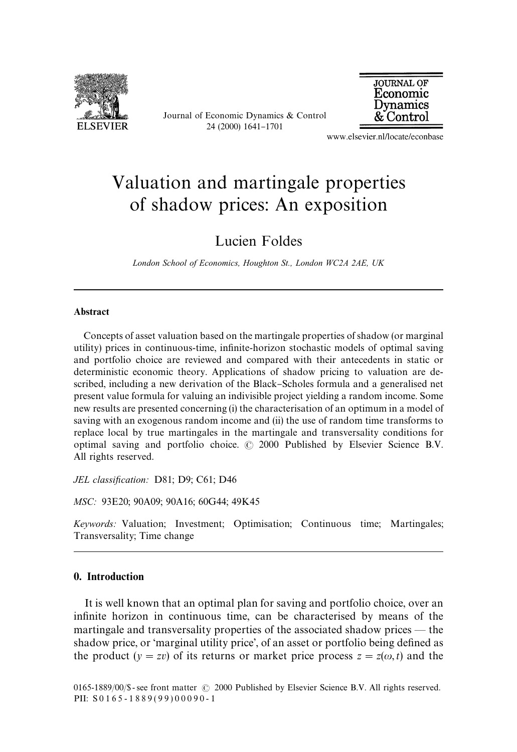# Valuation and martingale properties of shadow prices: An exposition

Lucien Foldes

*London School of Economics, Houghton St., London WC2A 2AE, UK*

---

### Abstract

Concepts of asset valuation based on the martingale properties of shadow (or marginal utility) prices in continuous-time, infinite-horizon stochastic models of optimal saving and portfolio choice are reviewed and compared with their antecedents in static or deterministic economic theory. Applications of shadow pricing to valuation are described, including a new derivation of the Black–Scholes formula and a generalised net present value formula for valuing an indivisible project yielding a random income. Some new results are presented concerning (i) the characterisation of an optimum in a model of saving with an exogenous random income and (ii) the use of random time transforms to replace local by true martingales in the martingale and transversality conditions for optimal saving and portfolio choice. © 2000 Published by Elsevier Science B.V. All rights reserved.

*JEL classification:* D81; D9; C61; D46

*MSC:* 93E20; 90A09; 90A16; 60G44; 49K45

*Keywords:* Valuation; Investment; Optimisation; Continuous time; Martingales; Transversality; Time change

---

## 0. Introduction

It is well known that an optimal plan for saving and portfolio choice, over an infinite horizon in continuous time, can be characterised by means of the martingale and transversality properties of the associated shadow prices — the shadow price, or 'marginal utility price', of an asset or portfolio being defined as the product ($y = zv$) of its returns or market price process $z = z(\omega, t)$ and the

0165-1889/00/$ - see front matter © 2000 Published by Elsevier Science B.V. All rights reserved.
PII: S0165-1889(99)00090-1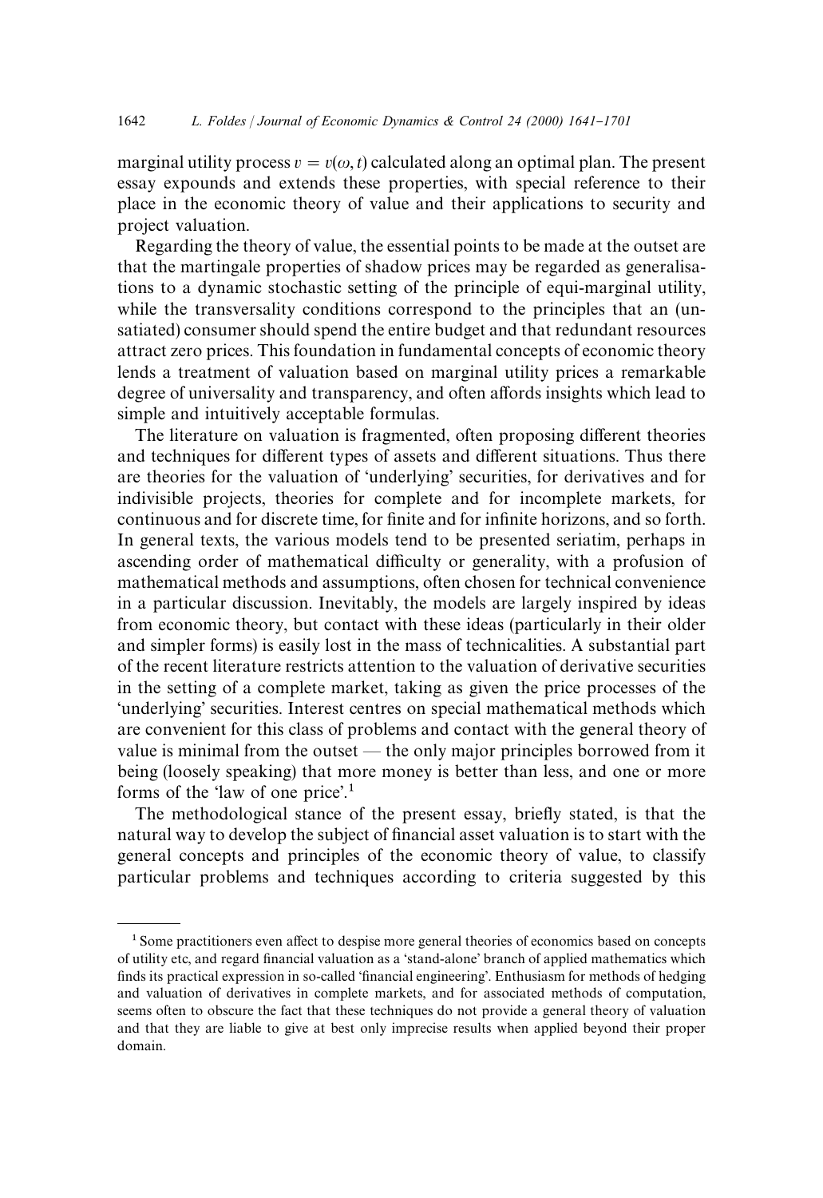marginal utility process $v = v(\omega, t)$ calculated along an optimal plan. The present essay expounds and extends these properties, with special reference to their place in the economic theory of value and their applications to security and project valuation.

Regarding the theory of value, the essential points to be made at the outset are that the martingale properties of shadow prices may be regarded as generalisations to a dynamic stochastic setting of the principle of equi-marginal utility, while the transversality conditions correspond to the principles that an (unsatiated) consumer should spend the entire budget and that redundant resources attract zero prices. This foundation in fundamental concepts of economic theory lends a treatment of valuation based on marginal utility prices a remarkable degree of universality and transparency, and often affords insights which lead to simple and intuitively acceptable formulas.

The literature on valuation is fragmented, often proposing different theories and techniques for different types of assets and different situations. Thus there are theories for the valuation of 'underlying' securities, for derivatives and for indivisible projects, theories for complete and for incomplete markets, for continuous and for discrete time, for finite and for infinite horizons, and so forth. In general texts, the various models tend to be presented seriatim, perhaps in ascending order of mathematical difficulty or generality, with a profusion of mathematical methods and assumptions, often chosen for technical convenience in a particular discussion. Inevitably, the models are largely inspired by ideas from economic theory, but contact with these ideas (particularly in their older and simpler forms) is easily lost in the mass of technicalities. A substantial part of the recent literature restricts attention to the valuation of derivative securities in the setting of a complete market, taking as given the price processes of the 'underlying' securities. Interest centres on special mathematical methods which are convenient for this class of problems and contact with the general theory of value is minimal from the outset — the only major principles borrowed from it being (loosely speaking) that more money is better than less, and one or more forms of the 'law of one price'.[1]

The methodological stance of the present essay, briefly stated, is that the natural way to develop the subject of financial asset valuation is to start with the general concepts and principles of the economic theory of value, to classify particular problems and techniques according to criteria suggested by this

---

[1] Some practitioners even affect to despise more general theories of economics based on concepts of utility etc, and regard financial valuation as a 'stand-alone' branch of applied mathematics which finds its practical expression in so-called 'financial engineering'. Enthusiasm for methods of hedging and valuation of derivatives in complete markets, and for associated methods of computation, seems often to obscure the fact that these techniques do not provide a general theory of valuation and that they are liable to give at best only imprecise results when applied beyond their proper domain.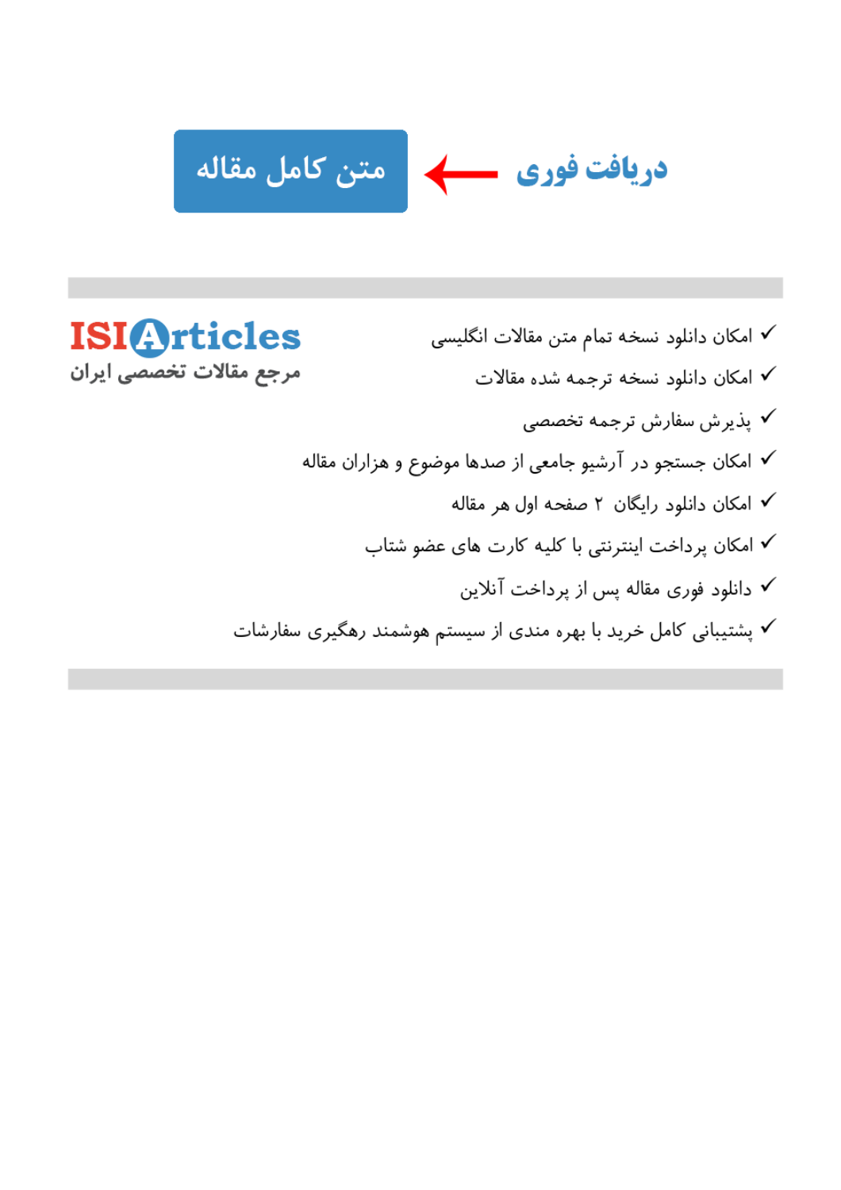دریافت فوری ← **متن کامل مقاله**

**ISIArticles**
مرجع مقالات تخصصی ایران

- ✓ امکان دانلود نسخه تمام متن مقالات انگلیسی
- ✓ امکان دانلود نسخه ترجمه شده مقالات
- ✓ پذیرش سفارش ترجمه تخصصی
- ✓ امکان جستجو در آرشیو جامعی از صدها موضوع و هزاران مقاله
- ✓ امکان دانلود رایگان ۲ صفحه اول هر مقاله
- ✓ امکان پرداخت اینترنتی با کلیه کارت های عضو شتاب
- ✓ دانلود فوری مقاله پس از پرداخت آنلاین
- ✓ پشتیبانی کامل خرید با بهره مندی از سیستم هوشمند رهگیری سفارشات